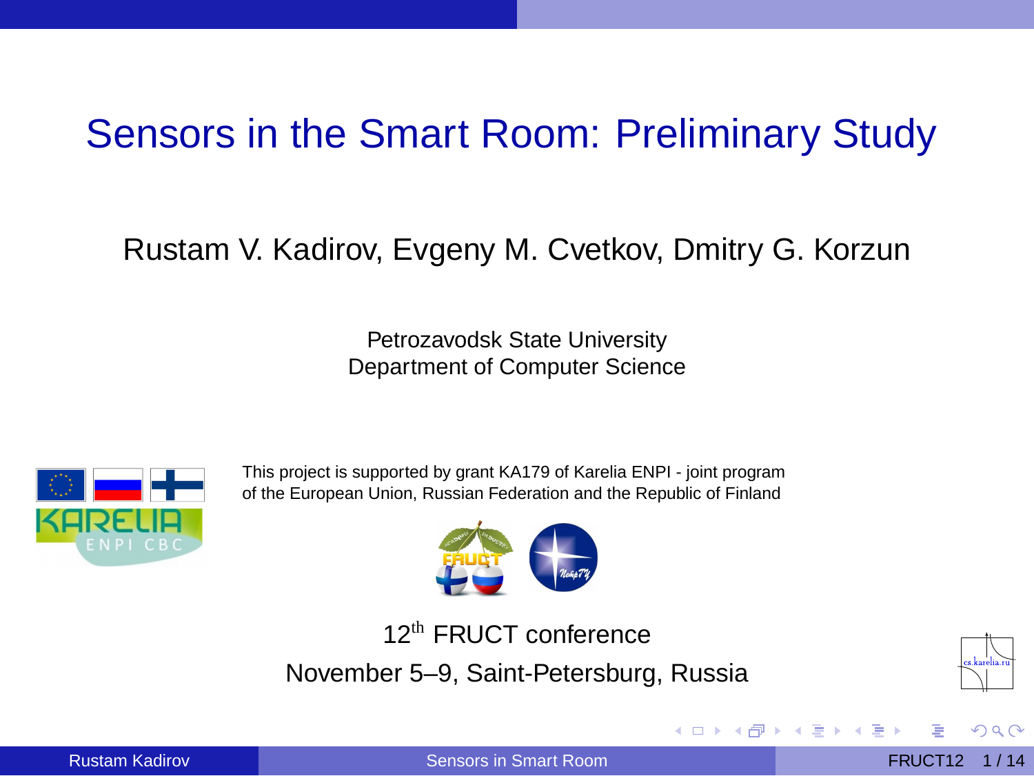# Sensors in the Smart Room: Preliminary Study

Rustam V. Kadirov, Evgeny M. Cvetkov, Dmitry G. Korzun

Petrozavodsk State University
Department of Computer Science

This project is supported by grant KA179 of Karelia ENPI - joint program of the European Union, Russian Federation and the Republic of Finland

12$^{\text{th}}$ FRUCT conference

November 5–9, Saint-Petersburg, Russia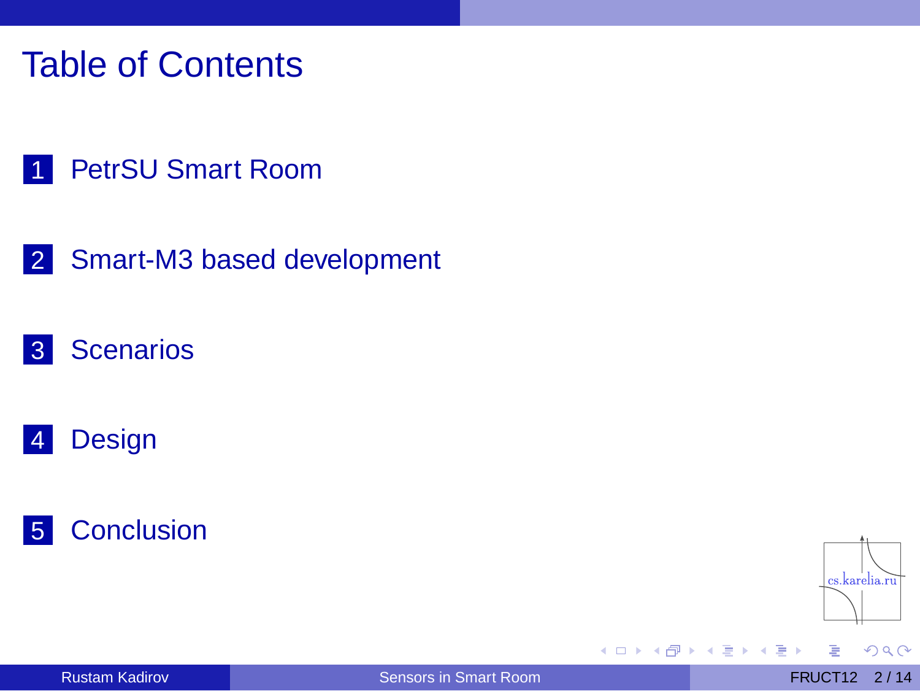# Table of Contents

1. PetrSU Smart Room
2. Smart-M3 based development
3. Scenarios
4. Design
5. Conclusion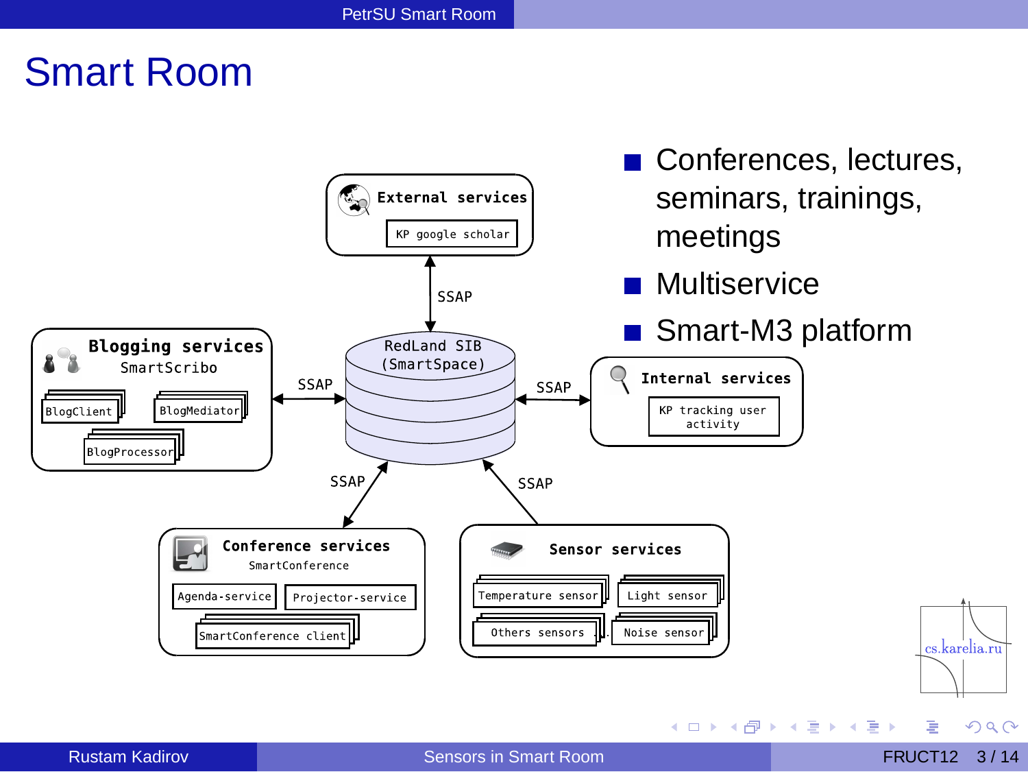# Smart Room

- Conferences, lectures, seminars, trainings, meetings
- Multiservice
- Smart-M3 platform

External services
KP google scholar

SSAP

RedLand SIB (SmartSpace)

Blogging services
SmartScribo
BlogClient
BlogMediator
BlogProcessor

SSAP

Internal services
KP tracking user activity

SSAP

SSAP

SSAP

Conference services
SmartConference
Agenda-service
Projector-service
SmartConference client

Sensor services
Temperature sensor
Light sensor
Others sensors
Noise sensor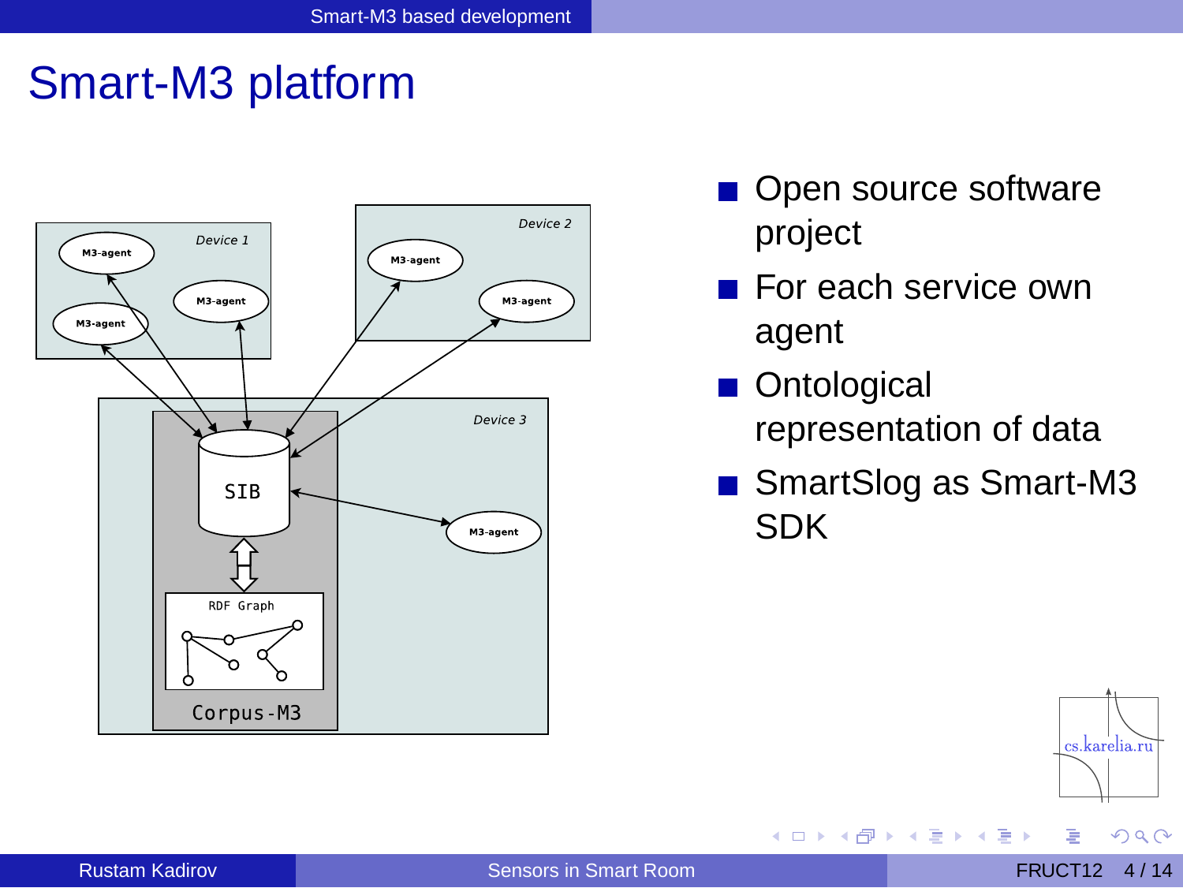# Smart-M3 platform

- Open source software project
- For each service own agent
- Ontological representation of data
- SmartSlog as Smart-M3 SDK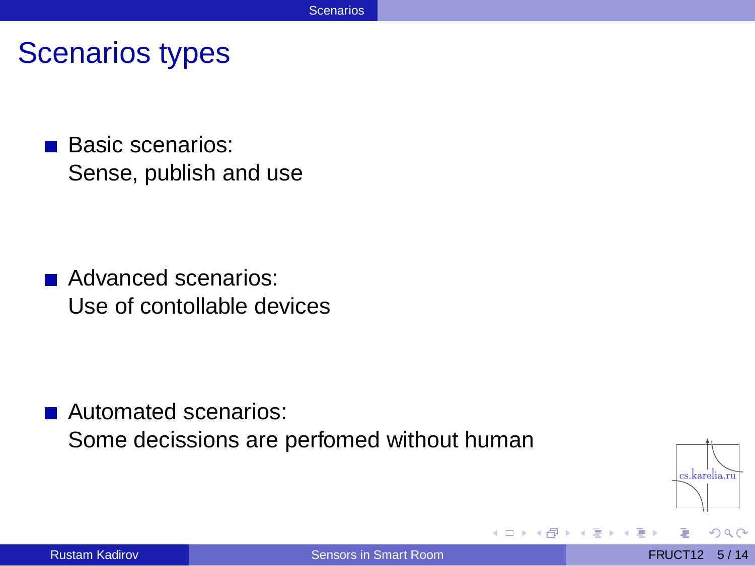# Scenarios types

- Basic scenarios:
  Sense, publish and use

- Advanced scenarios:
  Use of contollable devices

- Automated scenarios:
  Some decissions are perfomed without human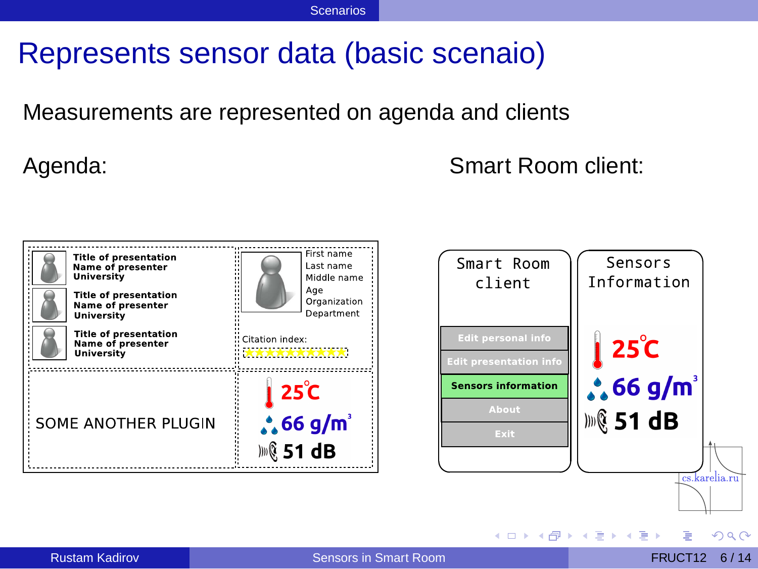# Represents sensor data (basic scenaio)

Measurements are represented on agenda and clients

Agenda:

Title of presentation
Name of presenter
University

Title of presentation
Name of presenter
University

Title of presentation
Name of presenter
University

First name
Last name
Middle name
Age
Organization
Department

Citation index:

SOME ANOTHER PLUGIN

25°C
66 g/m³
51 dB

Smart Room client:

Smart Room client

- Edit personal info
- Edit presentation info
- Sensors information
- About
- Exit

Sensors Information

25°C
66 g/m³
51 dB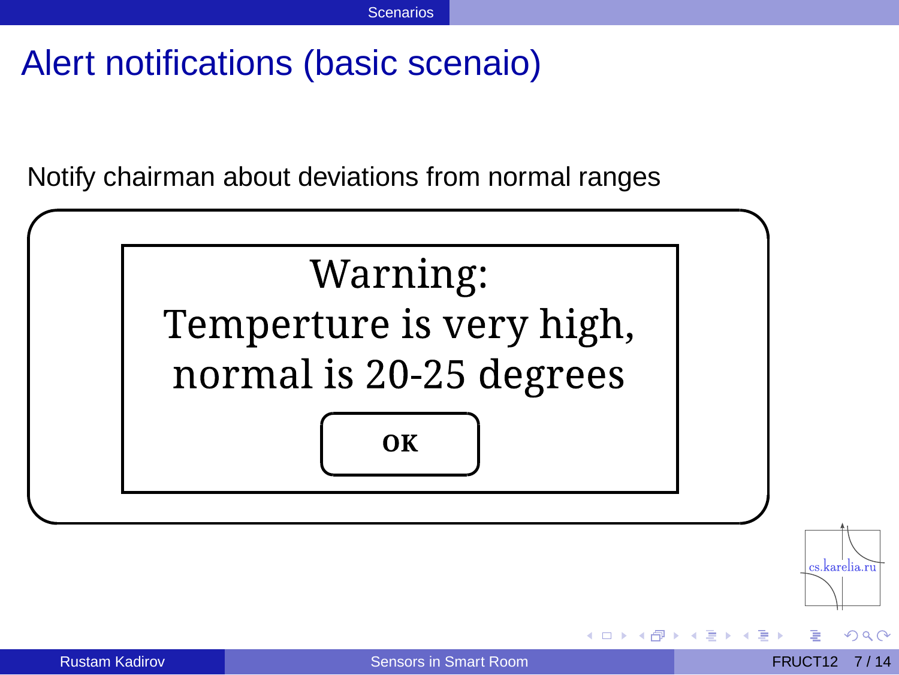# Alert notifications (basic scenaio)

Notify chairman about deviations from normal ranges

Warning:
Temperture is very high,
normal is 20-25 degrees

**OK**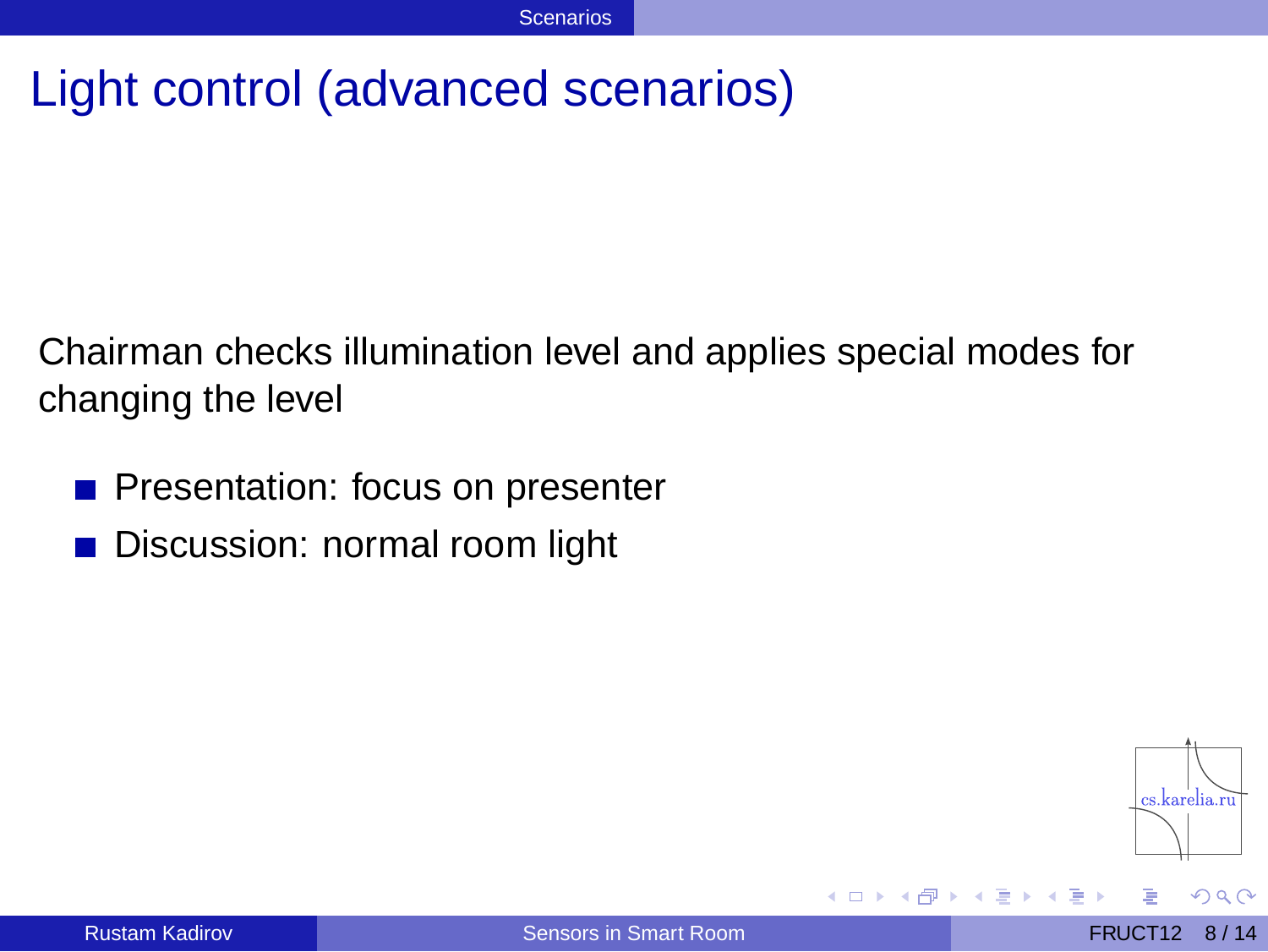# Light control (advanced scenarios)

Chairman checks illumination level and applies special modes for changing the level

- Presentation: focus on presenter
- Discussion: normal room light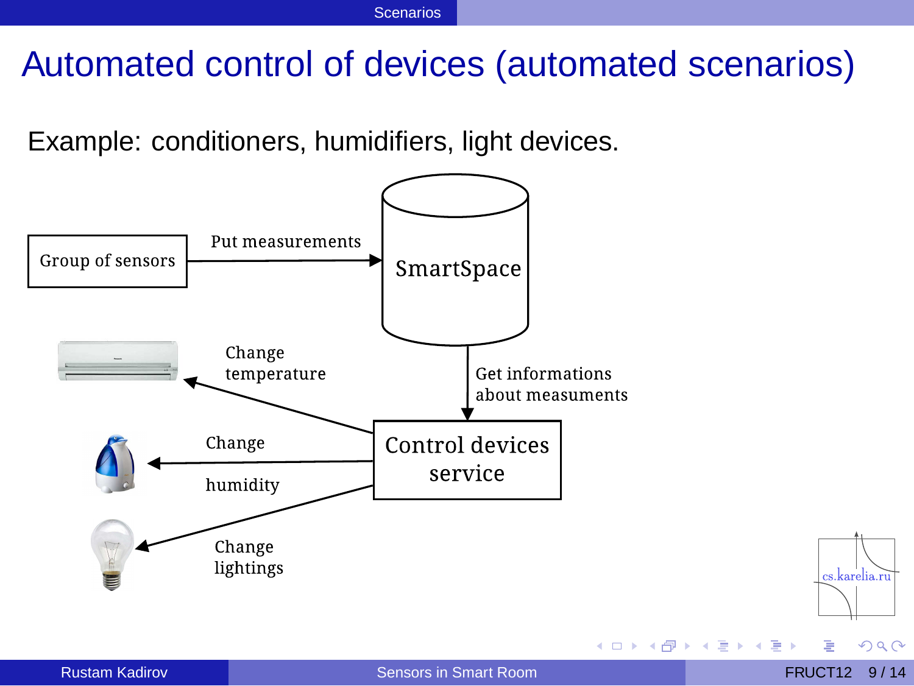# Automated control of devices (automated scenarios)

Example: conditioners, humidifiers, light devices.

Group of sensors

Put measurements

SmartSpace

Get informations about measuments

Control devices service

Change temperature

Change humidity

Change lightings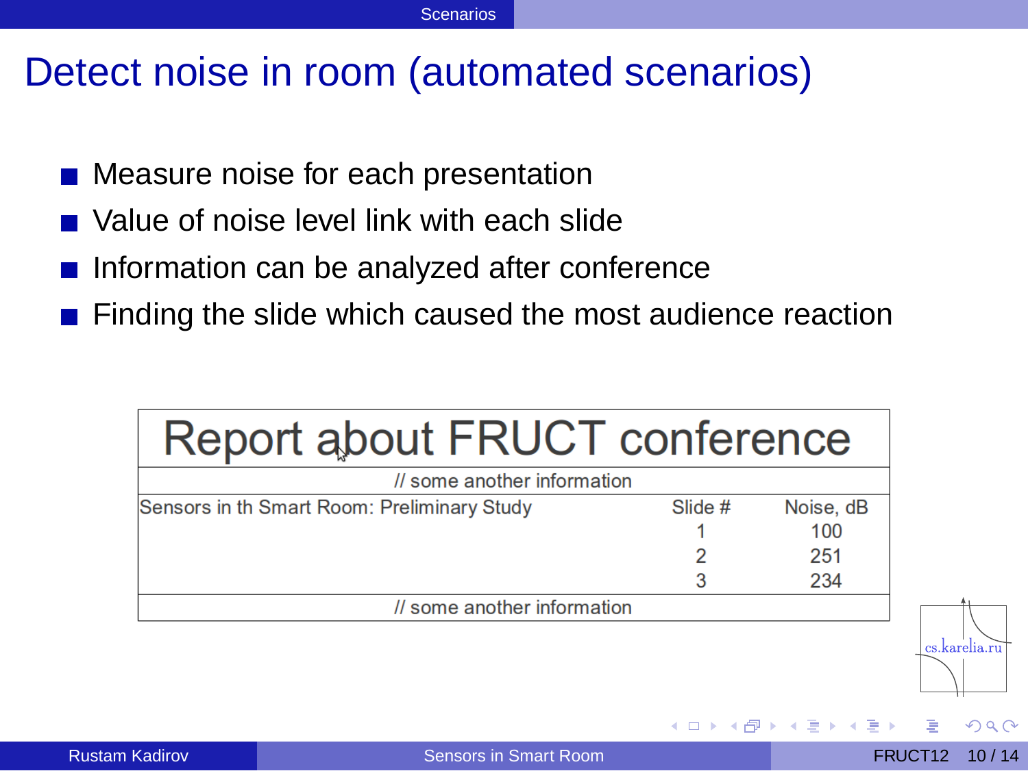# Detect noise in room (automated scenarios)

- Measure noise for each presentation
- Value of noise level link with each slide
- Information can be analyzed after conference
- Finding the slide which caused the most audience reaction

| Report about FRUCT conference | | |
|---|---|---|
| // some another information | | |
| Sensors in th Smart Room: Preliminary Study | Slide # | Noise, dB |
| | 1 | 100 |
| | 2 | 251 |
| | 3 | 234 |
| // some another information | | |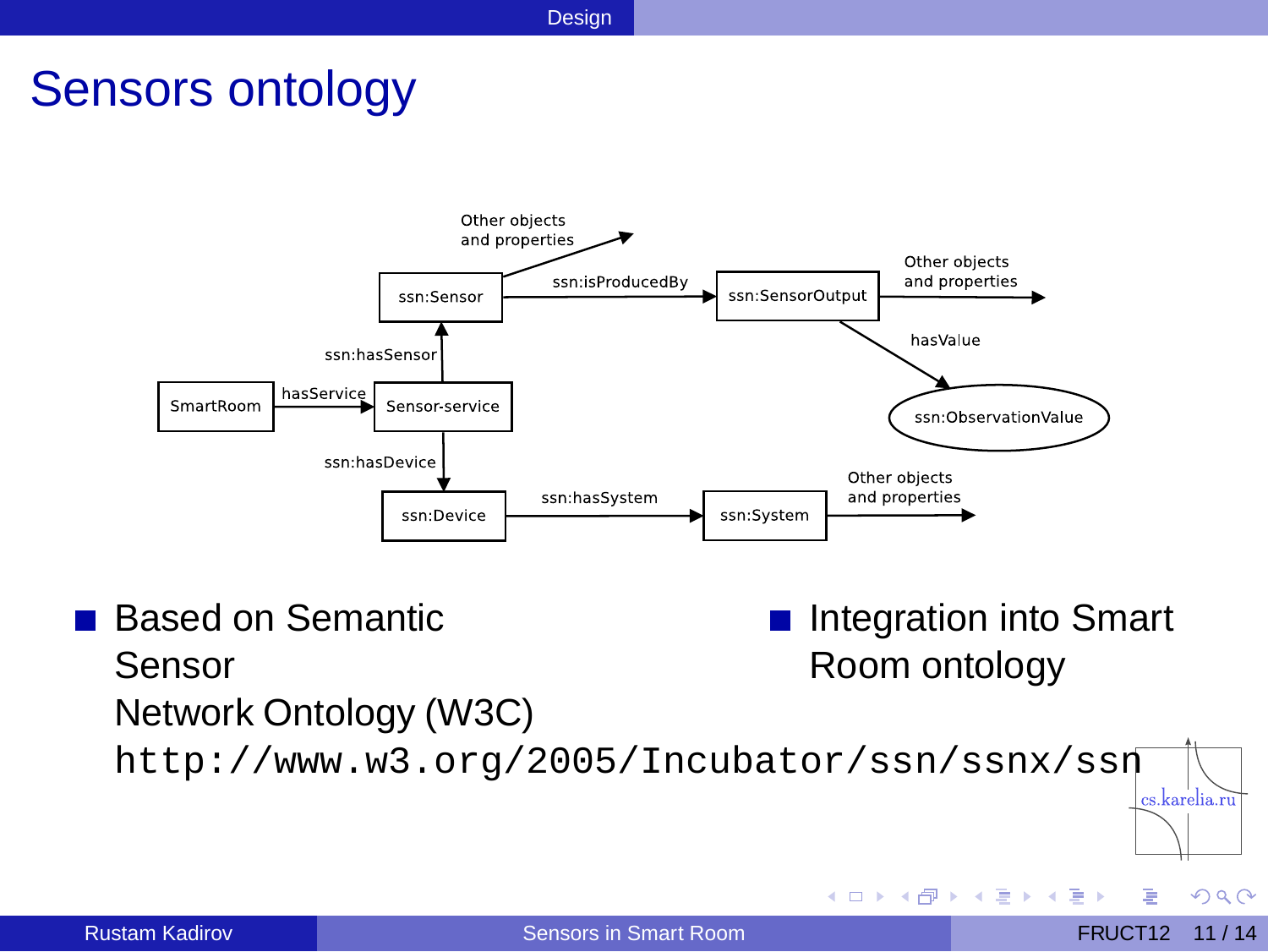# Sensors ontology

- Based on Semantic Sensor Network Ontology (W3C) `http://www.w3.org/2005/Incubator/ssn/ssnx/ssn`
- Integration into Smart Room ontology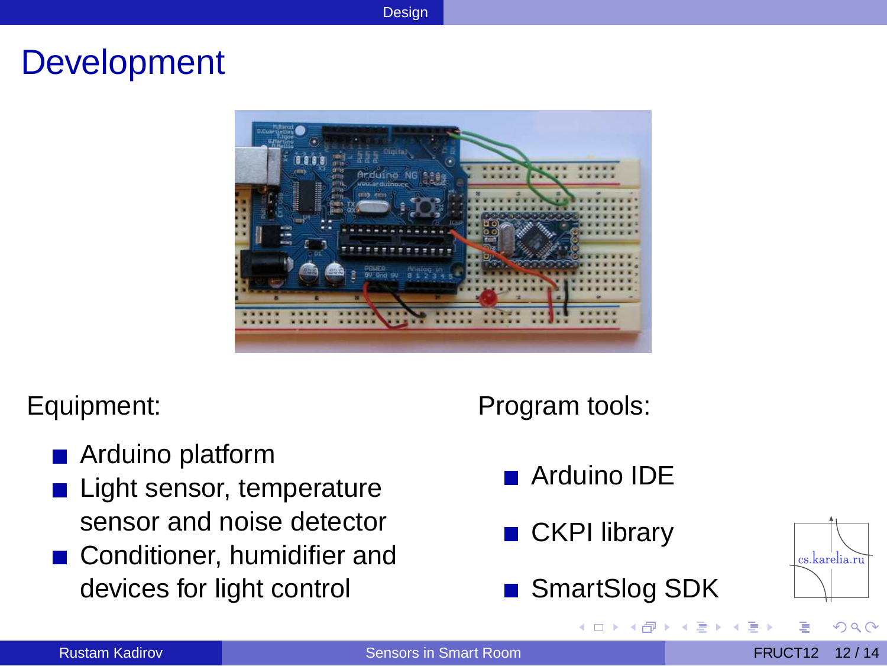# Development

Equipment:

- Arduino platform
- Light sensor, temperature sensor and noise detector
- Conditioner, humidifier and devices for light control

Program tools:

- Arduino IDE
- CKPI library
- SmartSlog SDK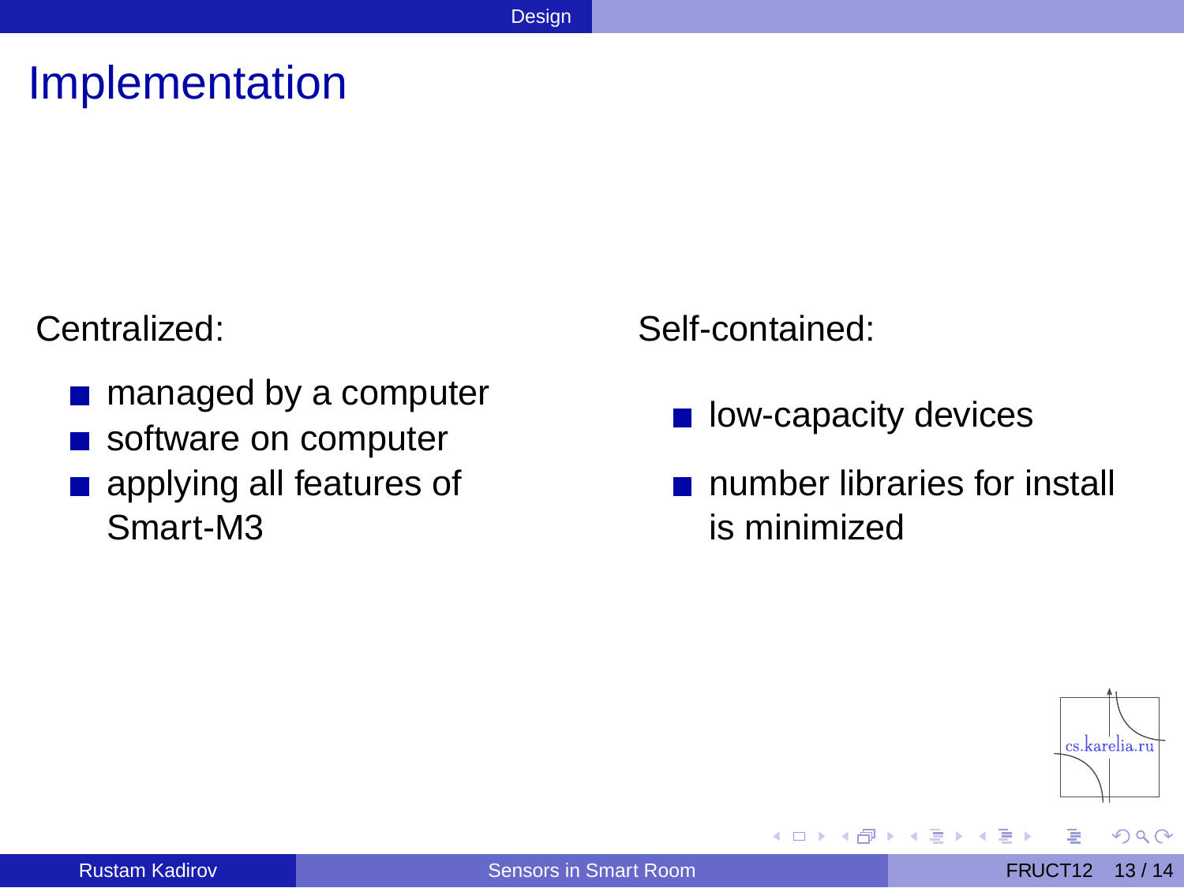# Implementation

Centralized:

- managed by a computer
- software on computer
- applying all features of Smart-M3

Self-contained:

- low-capacity devices
- number libraries for install is minimized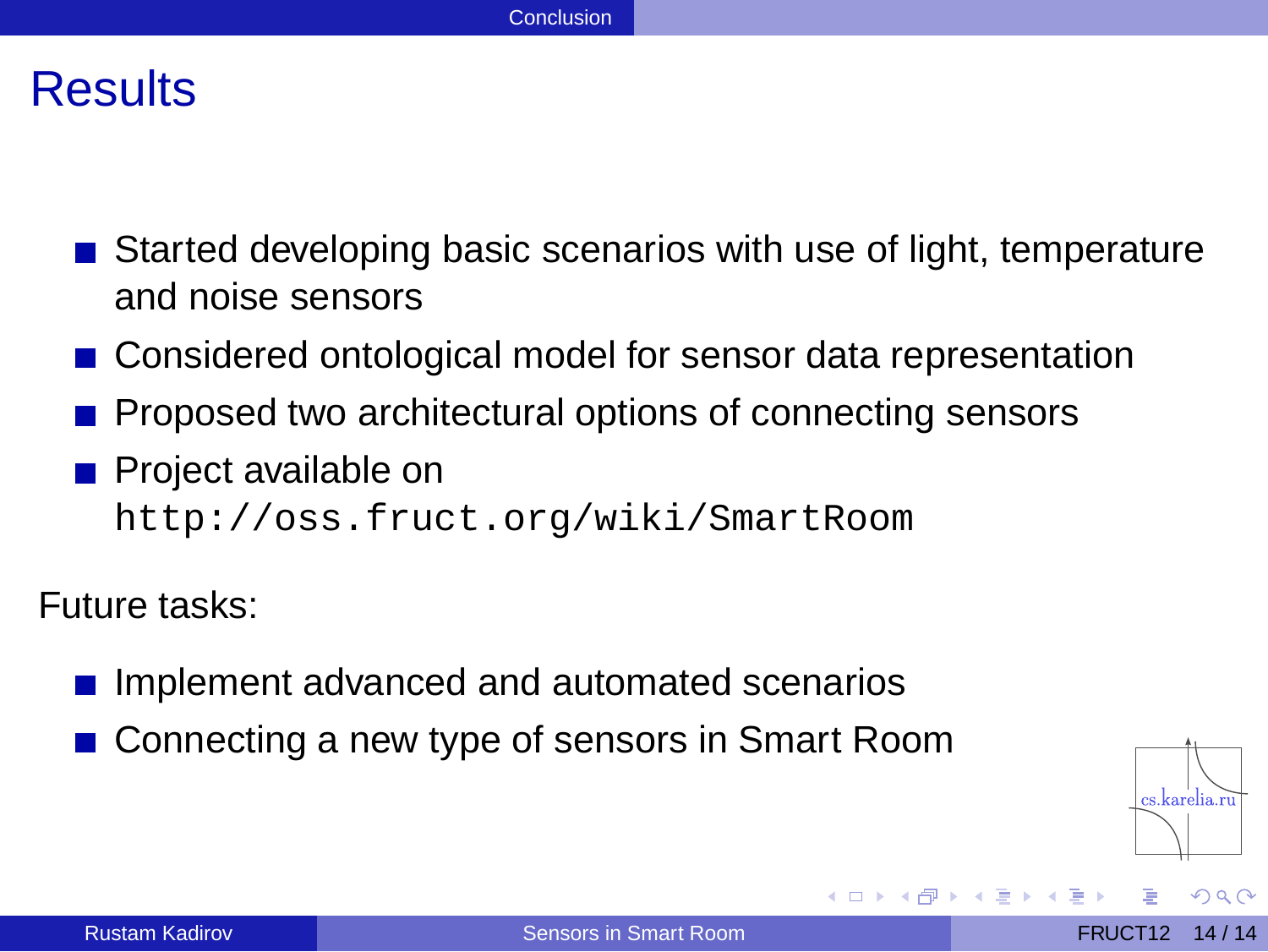# Results

- Started developing basic scenarios with use of light, temperature and noise sensors
- Considered ontological model for sensor data representation
- Proposed two architectural options of connecting sensors
- Project available on `http://oss.fruct.org/wiki/SmartRoom`

Future tasks:

- Implement advanced and automated scenarios
- Connecting a new type of sensors in Smart Room